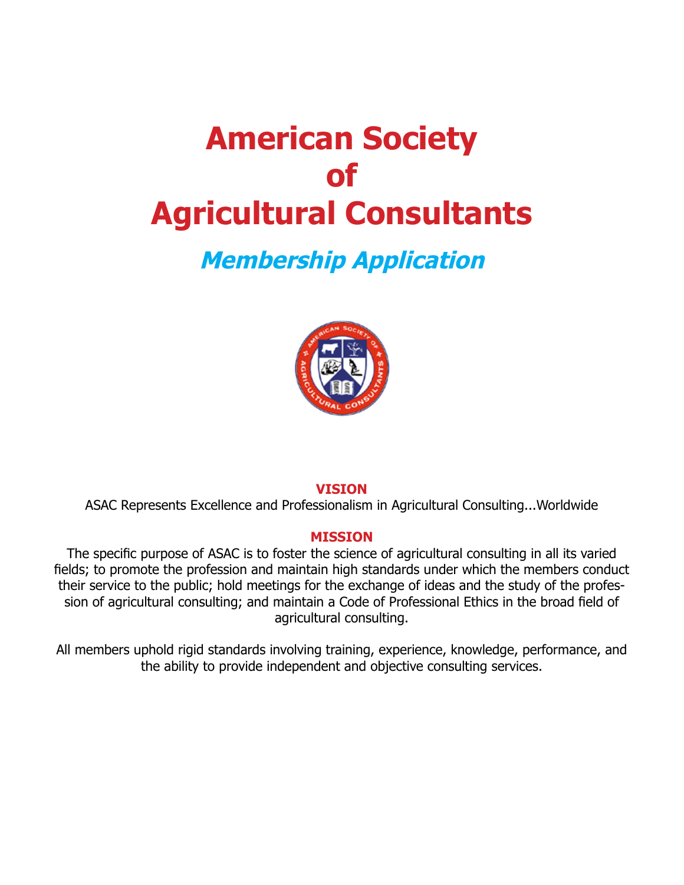# American Society of Agricultural Consultants

## *Membership Application*

**VISION**

ASAC Represents Excellence and Professionalism in Agricultural Consulting...Worldwide

**MISSION**

The specific purpose of ASAC is to foster the science of agricultural consulting in all its varied fields; to promote the profession and maintain high standards under which the members conduct their service to the public; hold meetings for the exchange of ideas and the study of the profession of agricultural consulting; and maintain a Code of Professional Ethics in the broad field of agricultural consulting.

All members uphold rigid standards involving training, experience, knowledge, performance, and the ability to provide independent and objective consulting services.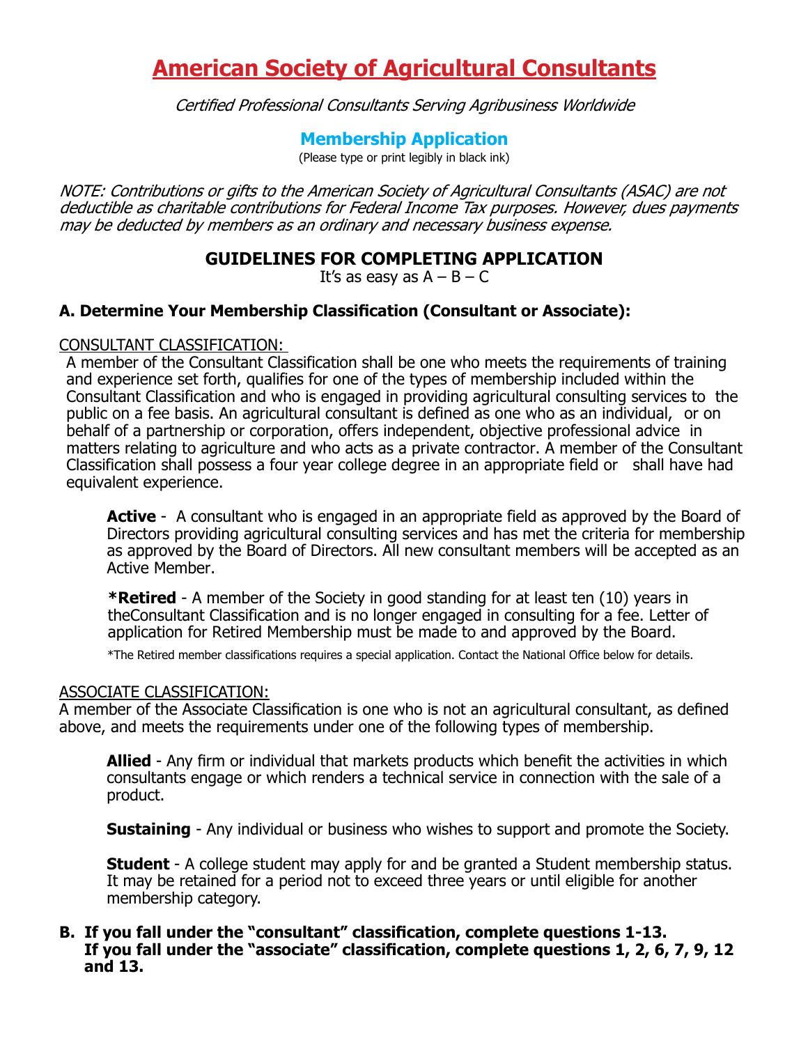# American Society of Agricultural Consultants

*Certified Professional Consultants Serving Agribusiness Worldwide*

## Membership Application

(Please type or print legibly in black ink)

*NOTE: Contributions or gifts to the American Society of Agricultural Consultants (ASAC) are not deductible as charitable contributions for Federal Income Tax purposes. However, dues payments may be deducted by members as an ordinary and necessary business expense.*

### GUIDELINES FOR COMPLETING APPLICATION

It's as easy as A – B – C

#### A. Determine Your Membership Classification (Consultant or Associate):

CONSULTANT CLASSIFICATION:

A member of the Consultant Classification shall be one who meets the requirements of training and experience set forth, qualifies for one of the types of membership included within the Consultant Classification and who is engaged in providing agricultural consulting services to the public on a fee basis. An agricultural consultant is defined as one who as an individual, or on behalf of a partnership or corporation, offers independent, objective professional advice in matters relating to agriculture and who acts as a private contractor. A member of the Consultant Classification shall possess a four year college degree in an appropriate field or shall have had equivalent experience.

**Active** - A consultant who is engaged in an appropriate field as approved by the Board of Directors providing agricultural consulting services and has met the criteria for membership as approved by the Board of Directors. All new consultant members will be accepted as an Active Member.

**\*Retired** - A member of the Society in good standing for at least ten (10) years in theConsultant Classification and is no longer engaged in consulting for a fee. Letter of application for Retired Membership must be made to and approved by the Board.

*The Retired member classifications requires a special application. Contact the National Office below for details.

ASSOCIATE CLASSIFICATION:

A member of the Associate Classification is one who is not an agricultural consultant, as defined above, and meets the requirements under one of the following types of membership.

**Allied** - Any firm or individual that markets products which benefit the activities in which consultants engage or which renders a technical service in connection with the sale of a product.

**Sustaining** - Any individual or business who wishes to support and promote the Society.

**Student** - A college student may apply for and be granted a Student membership status. It may be retained for a period not to exceed three years or until eligible for another membership category.

**B. If you fall under the "consultant" classification, complete questions 1-13.
If you fall under the "associate" classification, complete questions 1, 2, 6, 7, 9, 12 and 13.**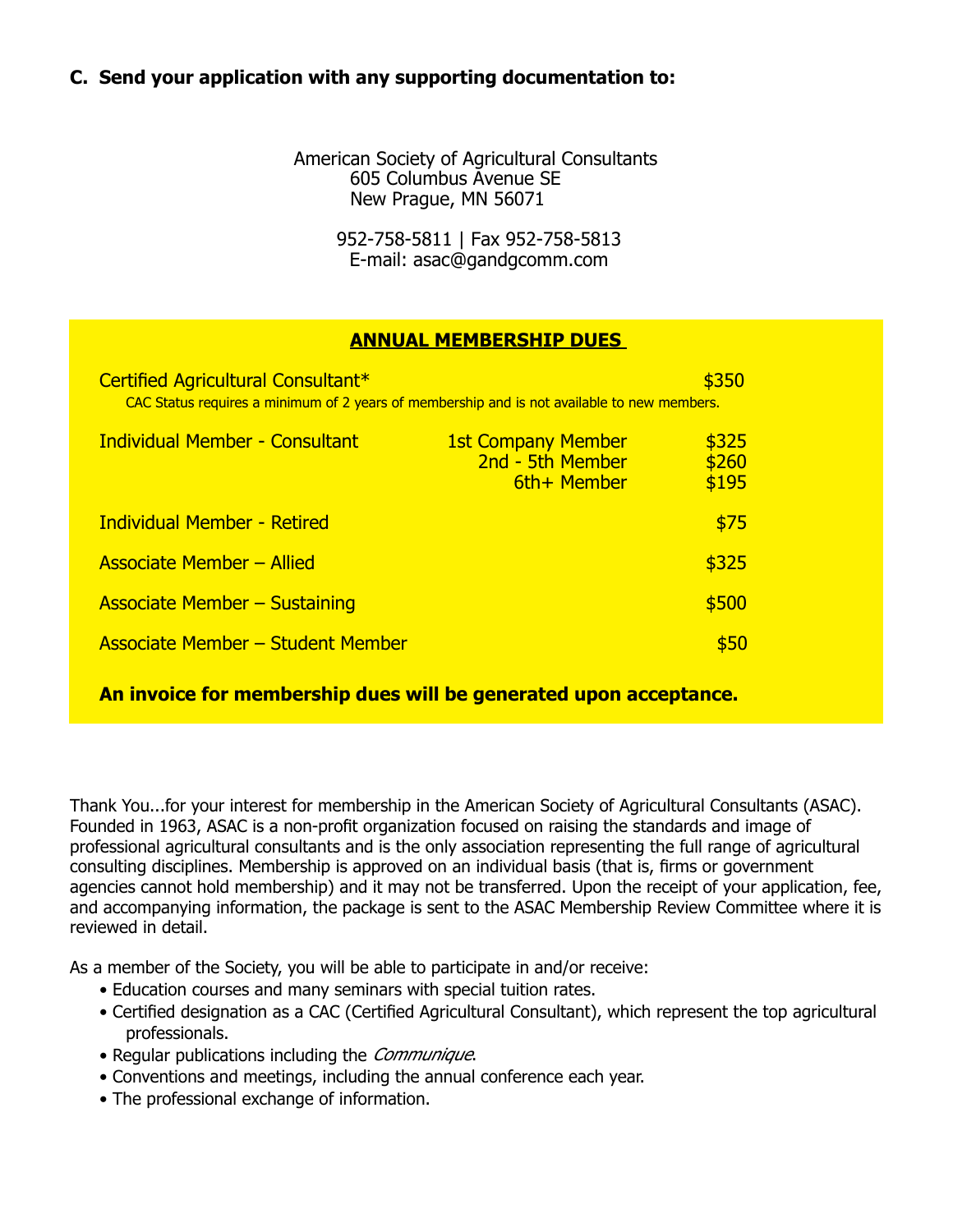### C. Send your application with any supporting documentation to:

American Society of Agricultural Consultants
605 Columbus Avenue SE
New Prague, MN 56071

952-758-5811 | Fax 952-758-5813
E-mail: asac@gandgcomm.com

**ANNUAL MEMBERSHIP DUES**

| | | |
|---|---|---|
| Certified Agricultural Consultant* | | $350 |
| CAC Status requires a minimum of 2 years of membership and is not available to new members. | | |
| Individual Member - Consultant | 1st Company Member | $325 |
| | 2nd - 5th Member | $260 |
| | 6th+ Member | $195 |
| Individual Member - Retired | | $75 |
| Associate Member – Allied | | $325 |
| Associate Member – Sustaining | | $500 |
| Associate Member – Student Member | | $50 |

**An invoice for membership dues will be generated upon acceptance.**

Thank You...for your interest for membership in the American Society of Agricultural Consultants (ASAC). Founded in 1963, ASAC is a non-profit organization focused on raising the standards and image of professional agricultural consultants and is the only association representing the full range of agricultural consulting disciplines. Membership is approved on an individual basis (that is, firms or government agencies cannot hold membership) and it may not be transferred. Upon the receipt of your application, fee, and accompanying information, the package is sent to the ASAC Membership Review Committee where it is reviewed in detail.

As a member of the Society, you will be able to participate in and/or receive:

- Education courses and many seminars with special tuition rates.
- Certified designation as a CAC (Certified Agricultural Consultant), which represent the top agricultural professionals.
- Regular publications including the *Communique*.
- Conventions and meetings, including the annual conference each year.
- The professional exchange of information.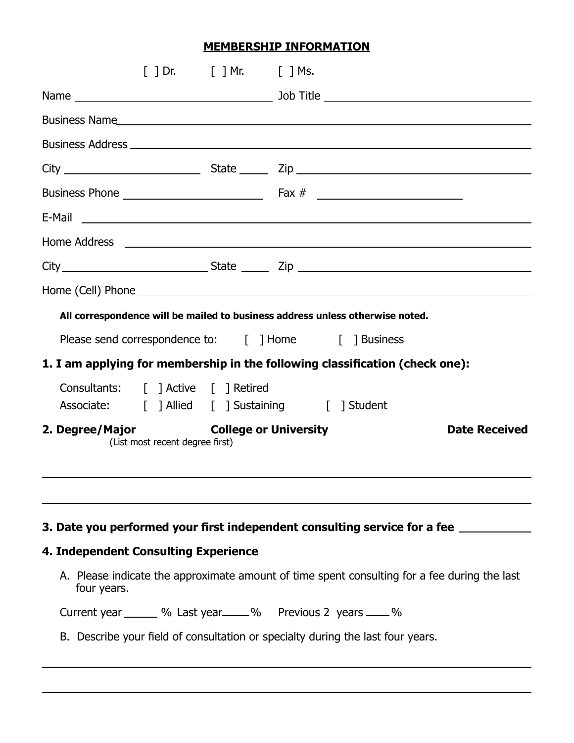## MEMBERSHIP INFORMATION

[ ] Dr. [ ] Mr. [ ] Ms.

Name ______________________ Job Title ______________________

Business Name ______________________________________________

Business Address ____________________________________________

City ______________ State _____ Zip ______________________

Business Phone ______________ Fax # ______________

E-Mail ____________________________________________________

Home Address _______________________________________________

City ______________ State _____ Zip ______________________

Home (Cell) Phone ___________________________________________

**All correspondence will be mailed to business address unless otherwise noted.**

Please send correspondence to: [ ] Home [ ] Business

**1. I am applying for membership in the following classification (check one):**

Consultants: [ ] Active [ ] Retired
Associate: [ ] Allied [ ] Sustaining [ ] Student

**2. Degree/Major** (List most recent degree first) **College or University** **Date Received**

____________________________________________________________

____________________________________________________________

**3. Date you performed your first independent consulting service for a fee** __________

**4. Independent Consulting Experience**

A. Please indicate the approximate amount of time spent consulting for a fee during the last four years.

Current year _____ % Last year ____% Previous 2 years ____%

B. Describe your field of consultation or specialty during the last four years.

____________________________________________________________

____________________________________________________________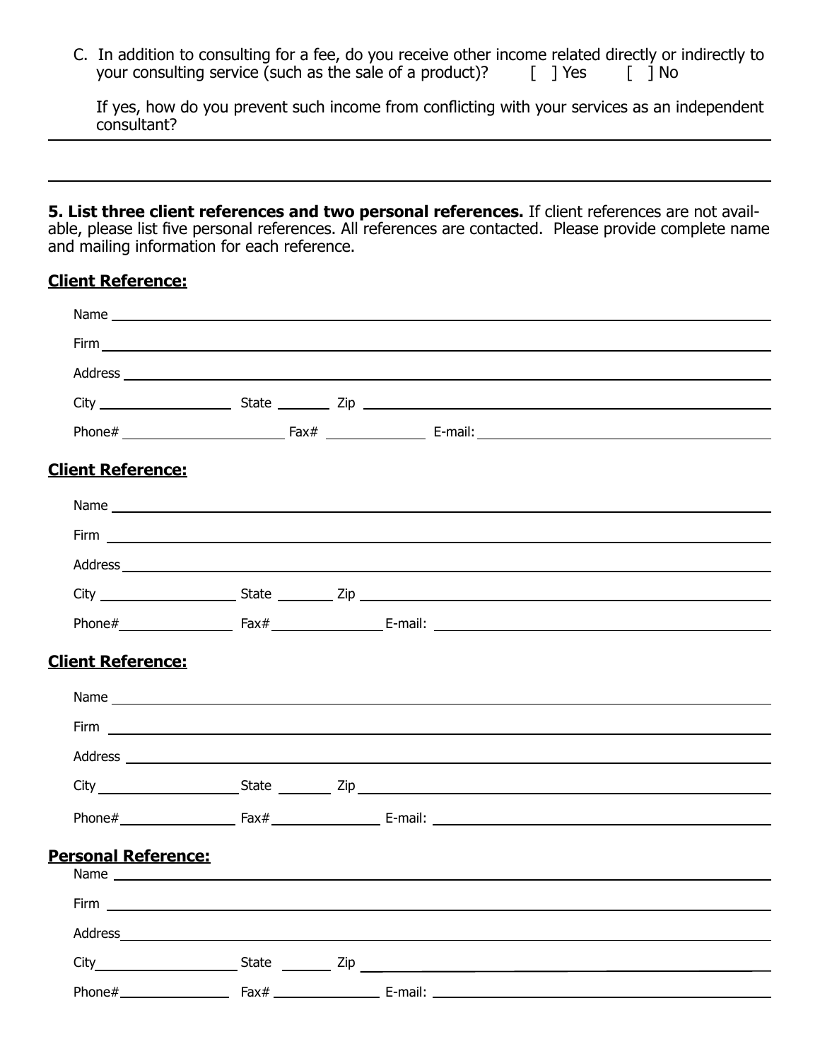C. In addition to consulting for a fee, do you receive other income related directly or indirectly to your consulting service (such as the sale of a product)? [ ] Yes [ ] No

If yes, how do you prevent such income from conflicting with your services as an independent consultant?

______________________________________________________________________

______________________________________________________________________

**5. List three client references and two personal references.** If client references are not available, please list five personal references. All references are contacted. Please provide complete name and mailing information for each reference.

**Client Reference:**

Name ______________________________________________

Firm ______________________________________________

Address ______________________________________________

City ______________ State ________ Zip ______________

Phone# ______________ Fax# ______________ E-mail: ______________

**Client Reference:**

Name ______________________________________________

Firm ______________________________________________

Address ______________________________________________

City ______________ State ________ Zip ______________

Phone# ______________ Fax# ______________ E-mail: ______________

**Client Reference:**

Name ______________________________________________

Firm ______________________________________________

Address ______________________________________________

City ______________ State ________ Zip ______________

Phone# ______________ Fax# ______________ E-mail: ______________

**Personal Reference:**

Name ______________________________________________

Firm ______________________________________________

Address ______________________________________________

City ______________ State ________ Zip ______________

Phone# ______________ Fax# ______________ E-mail: ______________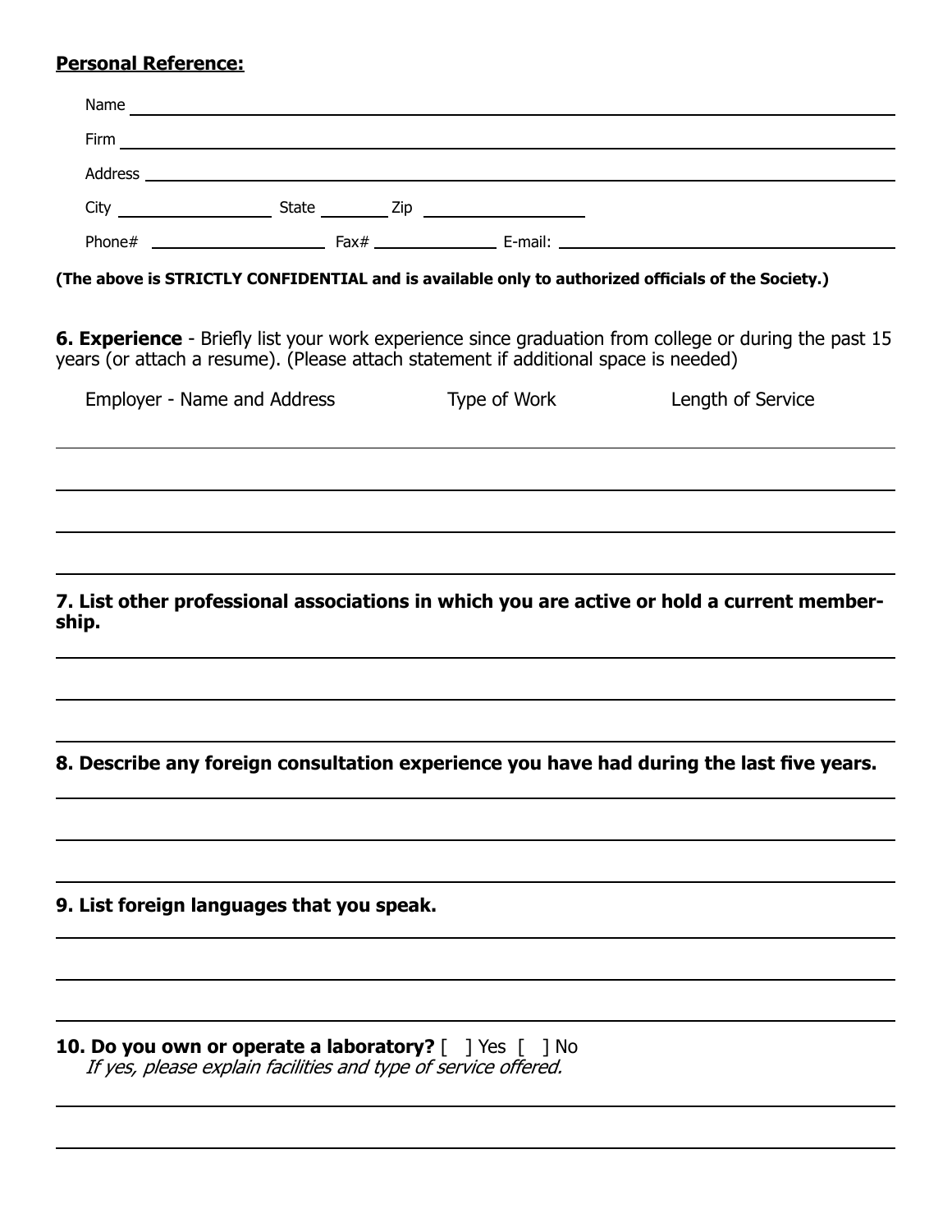**Personal Reference:**

Name ______________________________________________

Firm ______________________________________________

Address ______________________________________________

City ______________ State ________ Zip ______________

Phone# ______________ Fax# ______________ E-mail: ______________________

**(The above is STRICTLY CONFIDENTIAL and is available only to authorized officials of the Society.)**

**6. Experience** - Briefly list your work experience since graduation from college or during the past 15 years (or attach a resume). (Please attach statement if additional space is needed)

| Employer - Name and Address | Type of Work | Length of Service |
|---|---|---|
| | | |
| | | |
| | | |

**7. List other professional associations in which you are active or hold a current membership.**

______________________________________________

______________________________________________

______________________________________________

**8. Describe any foreign consultation experience you have had during the last five years.**

______________________________________________

______________________________________________

______________________________________________

**9. List foreign languages that you speak.**

______________________________________________

______________________________________________

______________________________________________

**10. Do you own or operate a laboratory?** [ ] Yes [ ] No
*If yes, please explain facilities and type of service offered.*

______________________________________________

______________________________________________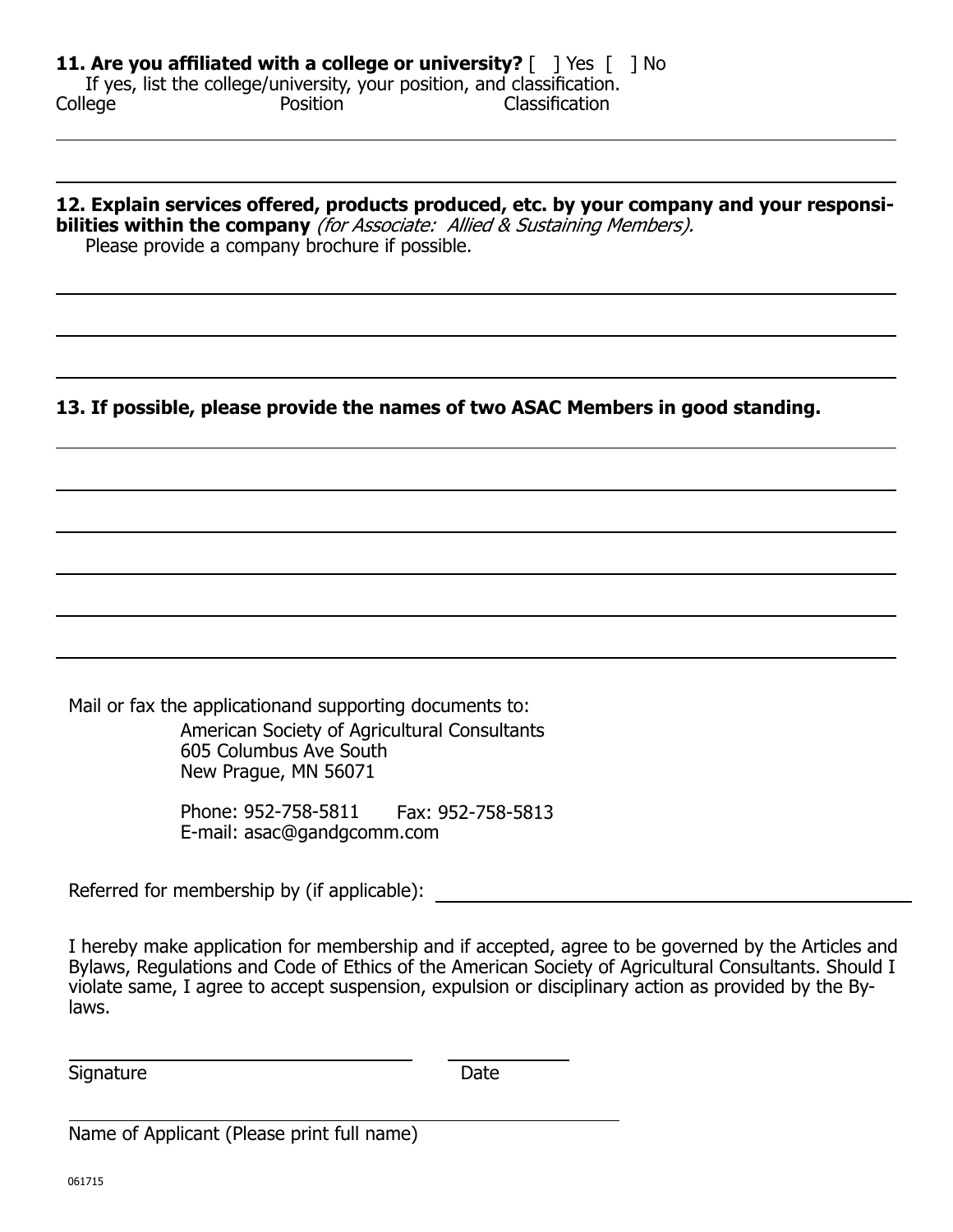**11. Are you affiliated with a college or university?** [ ] Yes [ ] No

If yes, list the college/university, your position, and classification.

College Position Classification

**12. Explain services offered, products produced, etc. by your company and your responsibilities within the company** *(for Associate: Allied & Sustaining Members).*

Please provide a company brochure if possible.

**13. If possible, please provide the names of two ASAC Members in good standing.**

Mail or fax the applicationand supporting documents to:

American Society of Agricultural Consultants
605 Columbus Ave South
New Prague, MN 56071

Phone: 952-758-5811 Fax: 952-758-5813
E-mail: asac@gandgcomm.com

Referred for membership by (if applicable): ______________________

I hereby make application for membership and if accepted, agree to be governed by the Articles and Bylaws, Regulations and Code of Ethics of the American Society of Agricultural Consultants. Should I violate same, I agree to accept suspension, expulsion or disciplinary action as provided by the By-laws.

Signature Date

Name of Applicant (Please print full name)

061715